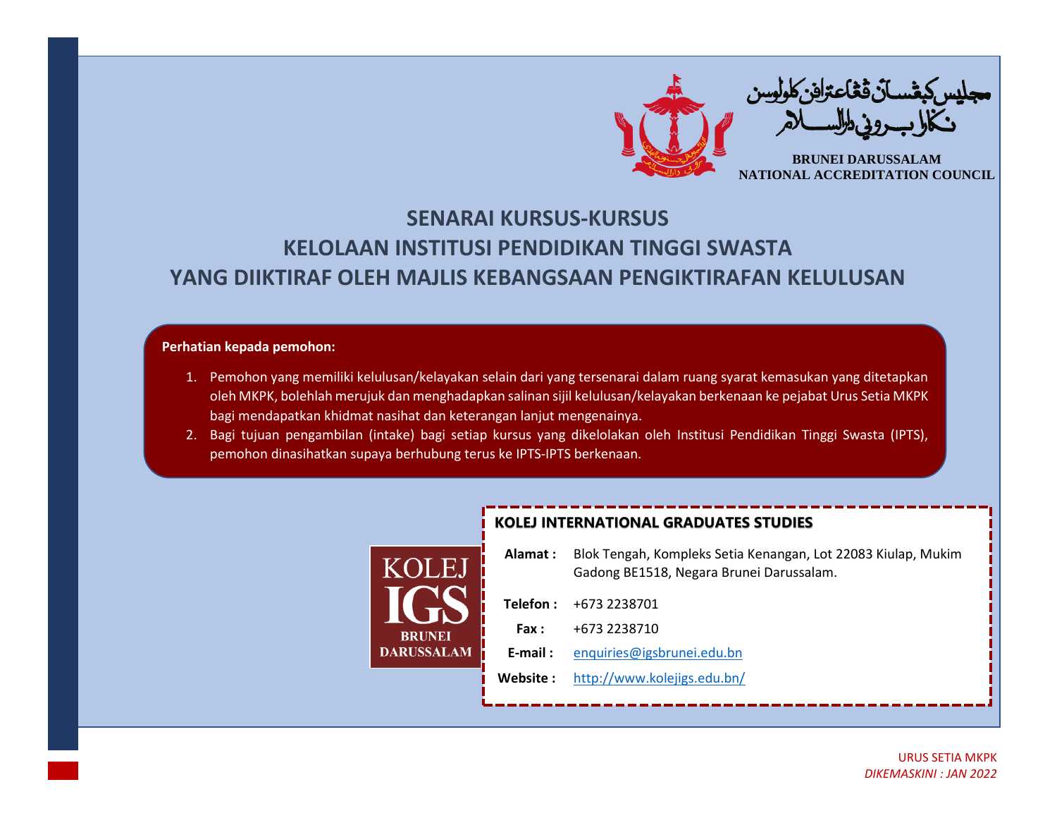مجليس كبڠسأن ڤڠاعترافن كلولوسن
نڬارا بروني دارالسلام

**BRUNEI DARUSSALAM**
**NATIONAL ACCREDITATION COUNCIL**

# SENARAI KURSUS-KURSUS KELOLAAN INSTITUSI PENDIDIKAN TINGGI SWASTA YANG DIIKTIRAF OLEH MAJLIS KEBANGSAAN PENGIKTIRAFAN KELULUSAN

**Perhatian kepada pemohon:**

1. Pemohon yang memiliki kelulusan/kelayakan selain dari yang tersenarai dalam ruang syarat kemasukan yang ditetapkan oleh MKPK, bolehlah merujuk dan menghadapkan salinan sijil kelulusan/kelayakan berkenaan ke pejabat Urus Setia MKPK bagi mendapatkan khidmat nasihat dan keterangan lanjut mengenainya.
2. Bagi tujuan pengambilan (intake) bagi setiap kursus yang dikelolakan oleh Institusi Pendidikan Tinggi Swasta (IPTS), pemohon dinasihatkan supaya berhubung terus ke IPTS-IPTS berkenaan.

KOLEJ IGS BRUNEI DARUSSALAM

## KOLEJ INTERNATIONAL GRADUATES STUDIES

**Alamat :** Blok Tengah, Kompleks Setia Kenangan, Lot 22083 Kiulap, Mukim Gadong BE1518, Negara Brunei Darussalam.

**Telefon :** +673 2238701

**Fax :** +673 2238710

**E-mail :** enquiries@igsbrunei.edu.bn

**Website :** http://www.kolejigs.edu.bn/

URUS SETIA MKPK
*DIKEMASKINI : JAN 2022*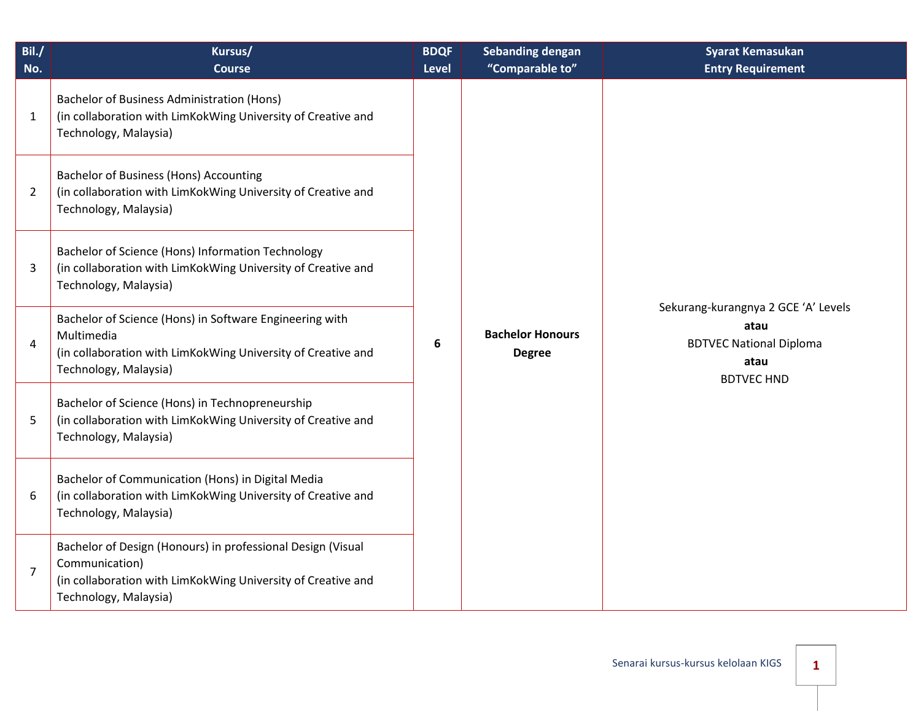| Bil./ No. | Kursus/ Course | BDQF Level | Sebanding dengan "Comparable to" | Syarat Kemasukan Entry Requirement |
|---|---|---|---|---|
| 1 | Bachelor of Business Administration (Hons) (in collaboration with LimKokWing University of Creative and Technology, Malaysia) | 6 | **Bachelor Honours Degree** | Sekurang-kurangnya 2 GCE 'A' Levels **atau** BDTVEC National Diploma **atau** BDTVEC HND |
| 2 | Bachelor of Business (Hons) Accounting (in collaboration with LimKokWing University of Creative and Technology, Malaysia) | | | |
| 3 | Bachelor of Science (Hons) Information Technology (in collaboration with LimKokWing University of Creative and Technology, Malaysia) | | | |
| 4 | Bachelor of Science (Hons) in Software Engineering with Multimedia (in collaboration with LimKokWing University of Creative and Technology, Malaysia) | | | |
| 5 | Bachelor of Science (Hons) in Technopreneurship (in collaboration with LimKokWing University of Creative and Technology, Malaysia) | | | |
| 6 | Bachelor of Communication (Hons) in Digital Media (in collaboration with LimKokWing University of Creative and Technology, Malaysia) | | | |
| 7 | Bachelor of Design (Honours) in professional Design (Visual Communication) (in collaboration with LimKokWing University of Creative and Technology, Malaysia) | | | |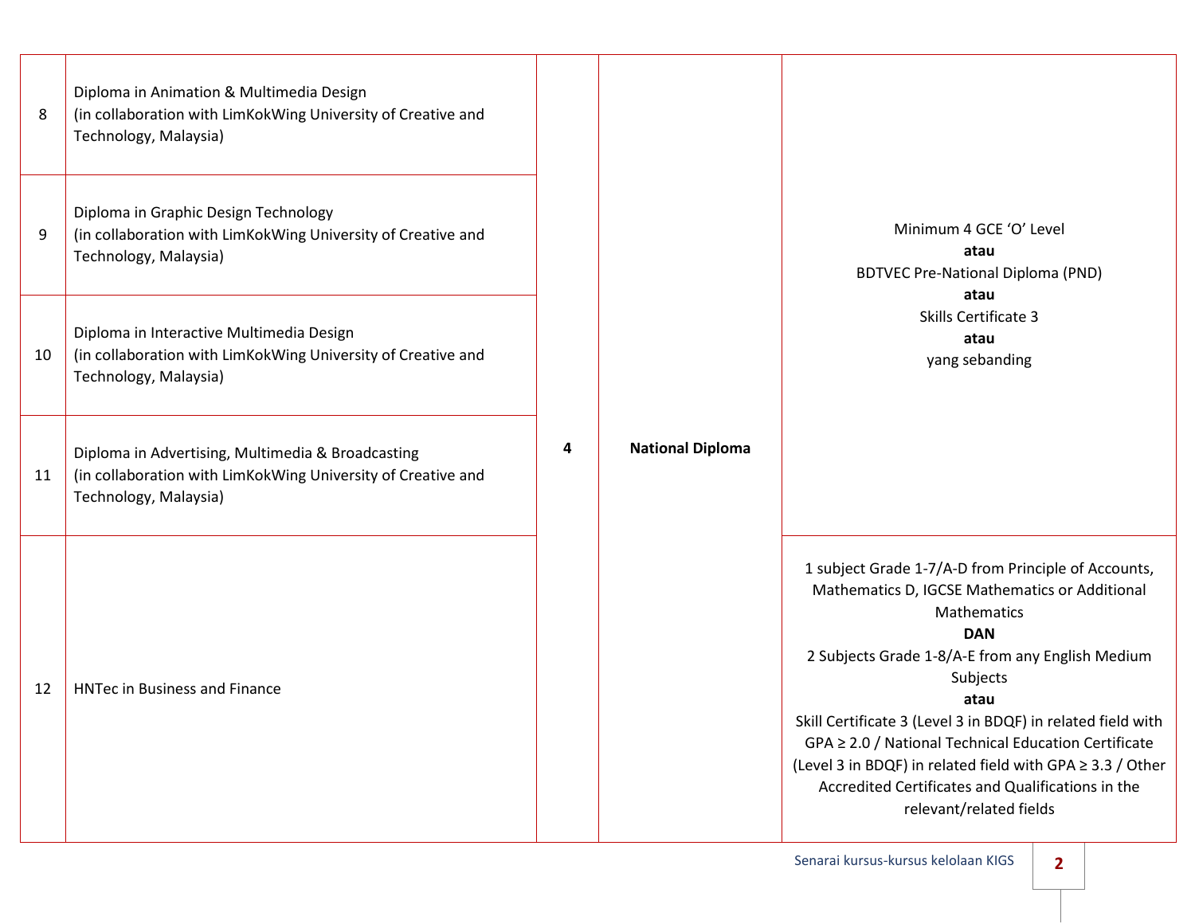| 8 | Diploma in Animation & Multimedia Design (in collaboration with LimKokWing University of Creative and Technology, Malaysia) | 4 | National Diploma | Minimum 4 GCE 'O' Level **atau** BDTVEC Pre-National Diploma (PND) **atau** Skills Certificate 3 **atau** yang sebanding |
|---|---|---|---|---|
| 9 | Diploma in Graphic Design Technology (in collaboration with LimKokWing University of Creative and Technology, Malaysia) | | | |
| 10 | Diploma in Interactive Multimedia Design (in collaboration with LimKokWing University of Creative and Technology, Malaysia) | | | |
| 11 | Diploma in Advertising, Multimedia & Broadcasting (in collaboration with LimKokWing University of Creative and Technology, Malaysia) | | | |
| 12 | HNTec in Business and Finance | | | 1 subject Grade 1-7/A-D from Principle of Accounts, Mathematics D, IGCSE Mathematics or Additional Mathematics **DAN** 2 Subjects Grade 1-8/A-E from any English Medium Subjects **atau** Skill Certificate 3 (Level 3 in BDQF) in related field with GPA ≥ 2.0 / National Technical Education Certificate (Level 3 in BDQF) in related field with GPA ≥ 3.3 / Other Accredited Certificates and Qualifications in the relevant/related fields |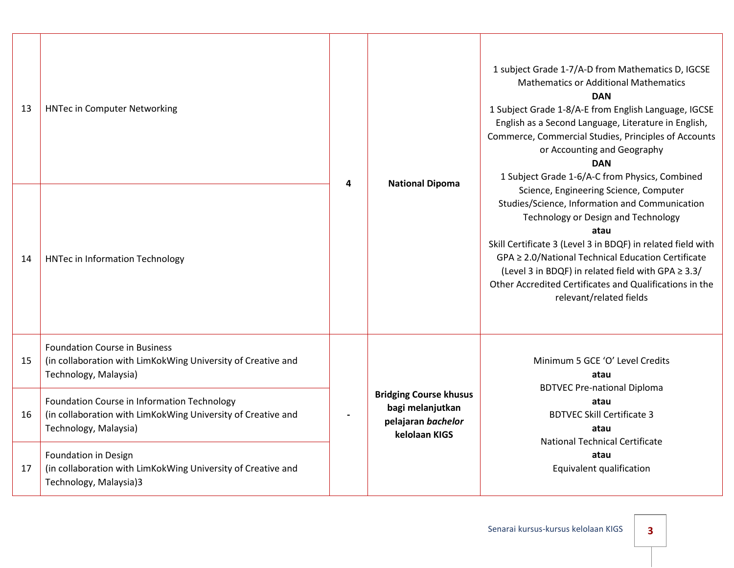| | | | | |
|---|---|---|---|---|
| 13 | HNTec in Computer Networking | 4 | **National Dipoma** | 1 subject Grade 1-7/A-D from Mathematics D, IGCSE Mathematics or Additional Mathematics<br>**DAN**<br>1 Subject Grade 1-8/A-E from English Language, IGCSE English as a Second Language, Literature in English, Commerce, Commercial Studies, Principles of Accounts or Accounting and Geography<br>**DAN**<br>1 Subject Grade 1-6/A-C from Physics, Combined Science, Engineering Science, Computer Studies/Science, Information and Communication Technology or Design and Technology<br>**atau**<br>Skill Certificate 3 (Level 3 in BDQF) in related field with GPA ≥ 2.0/National Technical Education Certificate (Level 3 in BDQF) in related field with GPA ≥ 3.3/ Other Accredited Certificates and Qualifications in the relevant/related fields |
| 14 | HNTec in Information Technology | | | |
| 15 | Foundation Course in Business (in collaboration with LimKokWing University of Creative and Technology, Malaysia) | - | **Bridging Course khusus bagi melanjutkan pelajaran *bachelor* kelolaan KIGS** | Minimum 5 GCE 'O' Level Credits<br>**atau**<br>BDTVEC Pre-national Diploma<br>**atau**<br>BDTVEC Skill Certificate 3<br>**atau**<br>National Technical Certificate<br>**atau**<br>Equivalent qualification |
| 16 | Foundation Course in Information Technology (in collaboration with LimKokWing University of Creative and Technology, Malaysia) | | | |
| 17 | Foundation in Design (in collaboration with LimKokWing University of Creative and Technology, Malaysia)3 | | | |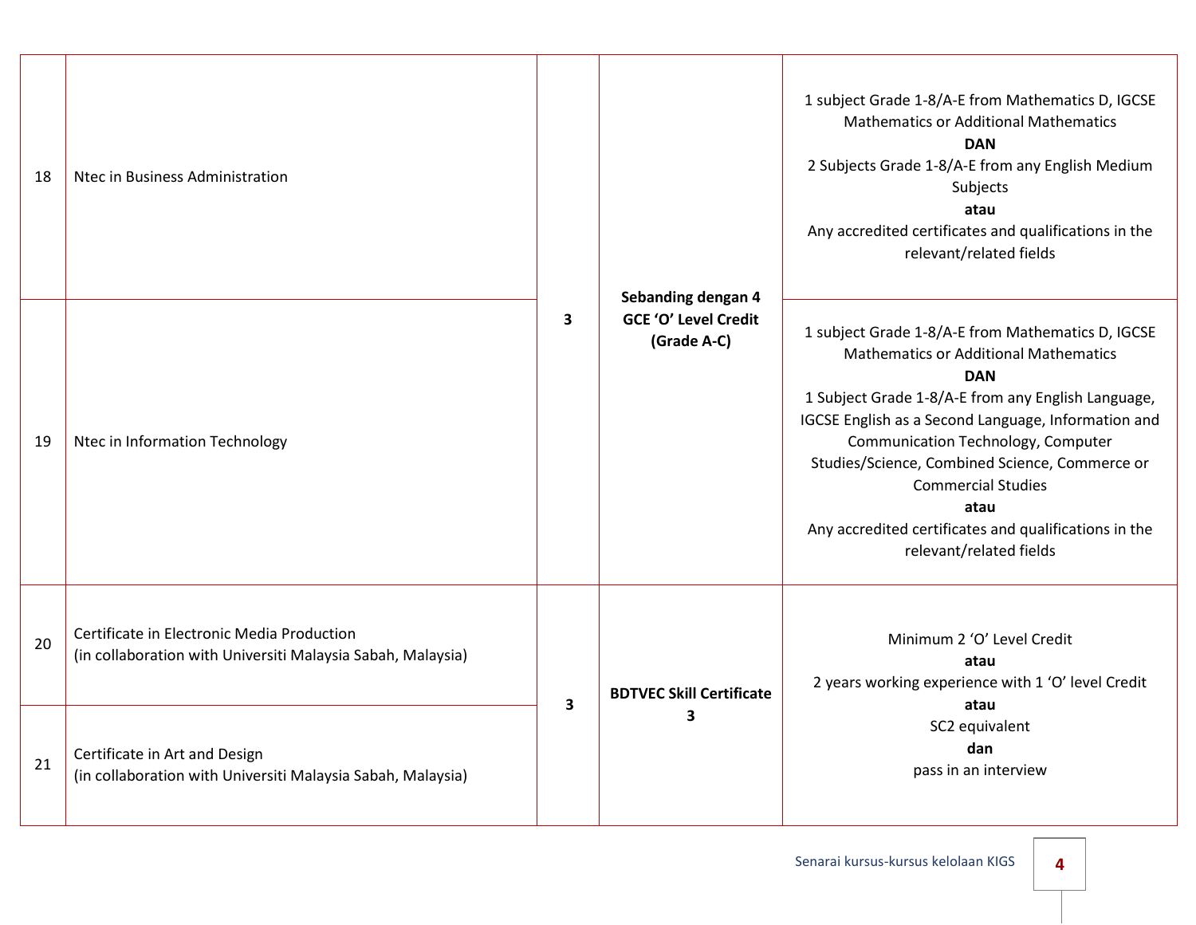| | | | | |
|---|---|---|---|---|
| 18 | Ntec in Business Administration | 3 | **Sebanding dengan 4 GCE 'O' Level Credit (Grade A-C)** | 1 subject Grade 1-8/A-E from Mathematics D, IGCSE Mathematics or Additional Mathematics<br>**DAN**<br>2 Subjects Grade 1-8/A-E from any English Medium Subjects<br>**atau**<br>Any accredited certificates and qualifications in the relevant/related fields |
| 19 | Ntec in Information Technology | | | 1 subject Grade 1-8/A-E from Mathematics D, IGCSE Mathematics or Additional Mathematics<br>**DAN**<br>1 Subject Grade 1-8/A-E from any English Language, IGCSE English as a Second Language, Information and Communication Technology, Computer Studies/Science, Combined Science, Commerce or Commercial Studies<br>**atau**<br>Any accredited certificates and qualifications in the relevant/related fields |
| 20 | Certificate in Electronic Media Production<br>(in collaboration with Universiti Malaysia Sabah, Malaysia) | 3 | **BDTVEC Skill Certificate 3** | Minimum 2 'O' Level Credit<br>**atau**<br>2 years working experience with 1 'O' level Credit<br>**atau**<br>SC2 equivalent<br>**dan**<br>pass in an interview |
| 21 | Certificate in Art and Design<br>(in collaboration with Universiti Malaysia Sabah, Malaysia) | | | |